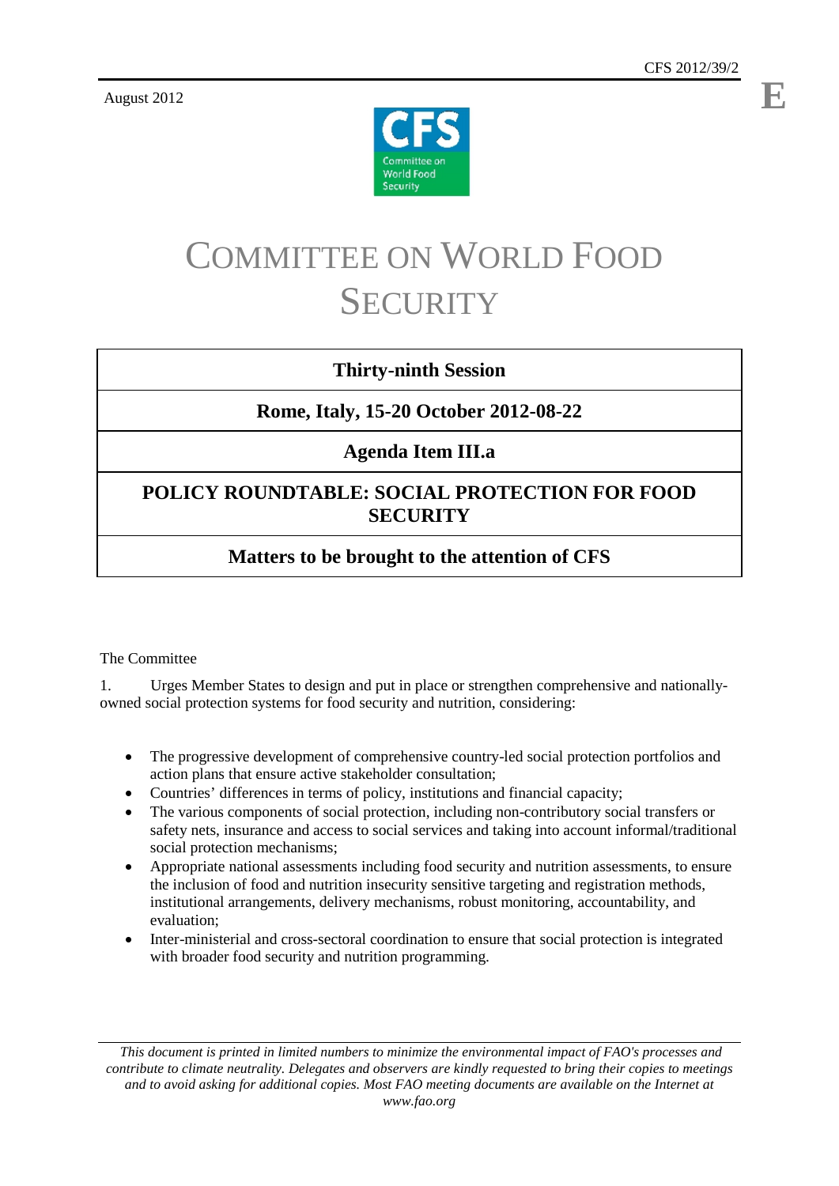CFS 2012/39/2

August 2012

E

# COMMITTEE ON WORLD FOOD SECURITY

| **Thirty-ninth Session** |
|---|
| **Rome, Italy, 15-20 October 2012-08-22** |
| **Agenda Item III.a** |
| **POLICY ROUNDTABLE: SOCIAL PROTECTION FOR FOOD SECURITY** |
| **Matters to be brought to the attention of CFS** |

The Committee

1. Urges Member States to design and put in place or strengthen comprehensive and nationally-owned social protection systems for food security and nutrition, considering:

- The progressive development of comprehensive country-led social protection portfolios and action plans that ensure active stakeholder consultation;
- Countries' differences in terms of policy, institutions and financial capacity;
- The various components of social protection, including non-contributory social transfers or safety nets, insurance and access to social services and taking into account informal/traditional social protection mechanisms;
- Appropriate national assessments including food security and nutrition assessments, to ensure the inclusion of food and nutrition insecurity sensitive targeting and registration methods, institutional arrangements, delivery mechanisms, robust monitoring, accountability, and evaluation;
- Inter-ministerial and cross-sectoral coordination to ensure that social protection is integrated with broader food security and nutrition programming.

*This document is printed in limited numbers to minimize the environmental impact of FAO's processes and contribute to climate neutrality. Delegates and observers are kindly requested to bring their copies to meetings and to avoid asking for additional copies. Most FAO meeting documents are available on the Internet at www.fao.org*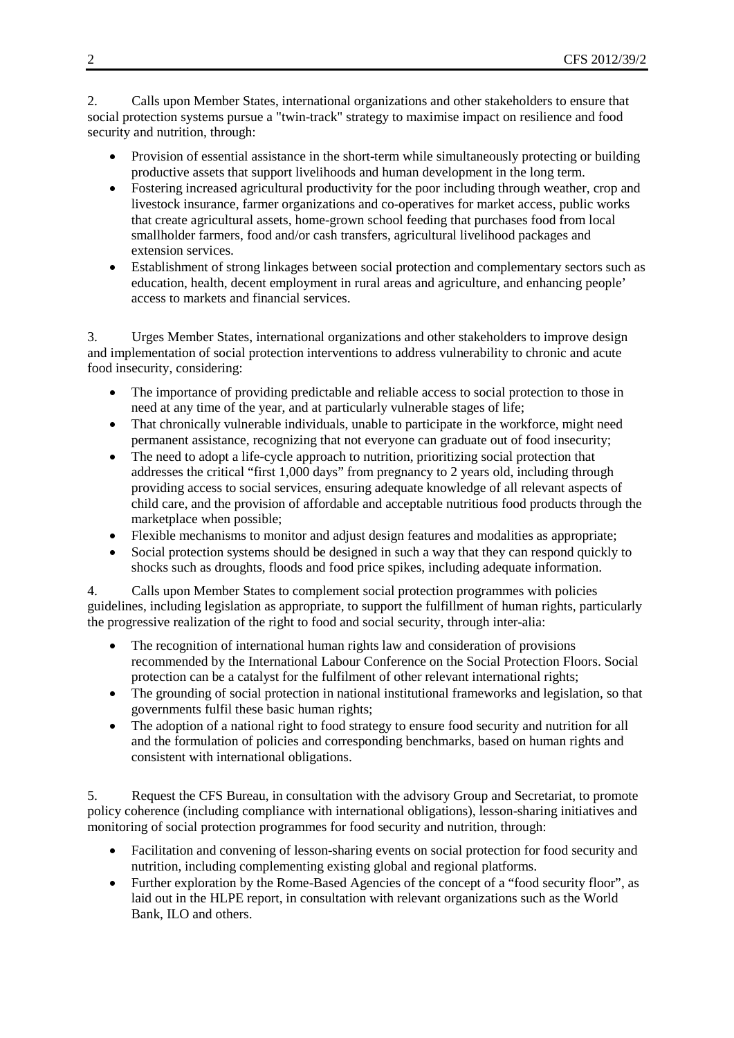2. Calls upon Member States, international organizations and other stakeholders to ensure that social protection systems pursue a "twin-track" strategy to maximise impact on resilience and food security and nutrition, through:

- Provision of essential assistance in the short-term while simultaneously protecting or building productive assets that support livelihoods and human development in the long term.
- Fostering increased agricultural productivity for the poor including through weather, crop and livestock insurance, farmer organizations and co-operatives for market access, public works that create agricultural assets, home-grown school feeding that purchases food from local smallholder farmers, food and/or cash transfers, agricultural livelihood packages and extension services.
- Establishment of strong linkages between social protection and complementary sectors such as education, health, decent employment in rural areas and agriculture, and enhancing people' access to markets and financial services.

3. Urges Member States, international organizations and other stakeholders to improve design and implementation of social protection interventions to address vulnerability to chronic and acute food insecurity, considering:

- The importance of providing predictable and reliable access to social protection to those in need at any time of the year, and at particularly vulnerable stages of life;
- That chronically vulnerable individuals, unable to participate in the workforce, might need permanent assistance, recognizing that not everyone can graduate out of food insecurity;
- The need to adopt a life-cycle approach to nutrition, prioritizing social protection that addresses the critical "first 1,000 days" from pregnancy to 2 years old, including through providing access to social services, ensuring adequate knowledge of all relevant aspects of child care, and the provision of affordable and acceptable nutritious food products through the marketplace when possible;
- Flexible mechanisms to monitor and adjust design features and modalities as appropriate;
- Social protection systems should be designed in such a way that they can respond quickly to shocks such as droughts, floods and food price spikes, including adequate information.

4. Calls upon Member States to complement social protection programmes with policies guidelines, including legislation as appropriate, to support the fulfillment of human rights, particularly the progressive realization of the right to food and social security, through inter-alia:

- The recognition of international human rights law and consideration of provisions recommended by the International Labour Conference on the Social Protection Floors. Social protection can be a catalyst for the fulfilment of other relevant international rights;
- The grounding of social protection in national institutional frameworks and legislation, so that governments fulfil these basic human rights;
- The adoption of a national right to food strategy to ensure food security and nutrition for all and the formulation of policies and corresponding benchmarks, based on human rights and consistent with international obligations.

5. Request the CFS Bureau, in consultation with the advisory Group and Secretariat, to promote policy coherence (including compliance with international obligations), lesson-sharing initiatives and monitoring of social protection programmes for food security and nutrition, through:

- Facilitation and convening of lesson-sharing events on social protection for food security and nutrition, including complementing existing global and regional platforms.
- Further exploration by the Rome-Based Agencies of the concept of a "food security floor", as laid out in the HLPE report, in consultation with relevant organizations such as the World Bank, ILO and others.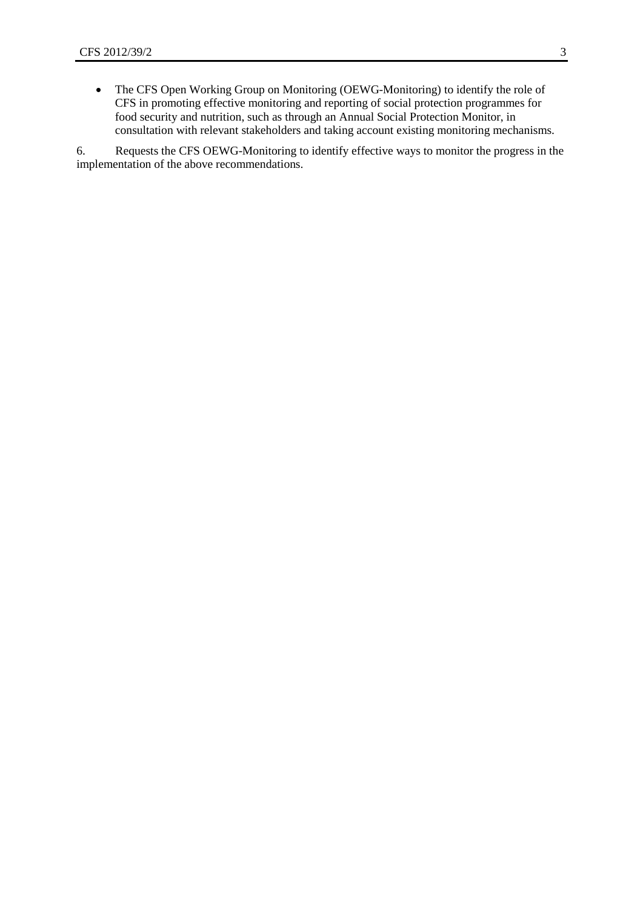- The CFS Open Working Group on Monitoring (OEWG-Monitoring) to identify the role of CFS in promoting effective monitoring and reporting of social protection programmes for food security and nutrition, such as through an Annual Social Protection Monitor, in consultation with relevant stakeholders and taking account existing monitoring mechanisms.

6. Requests the CFS OEWG-Monitoring to identify effective ways to monitor the progress in the implementation of the above recommendations.